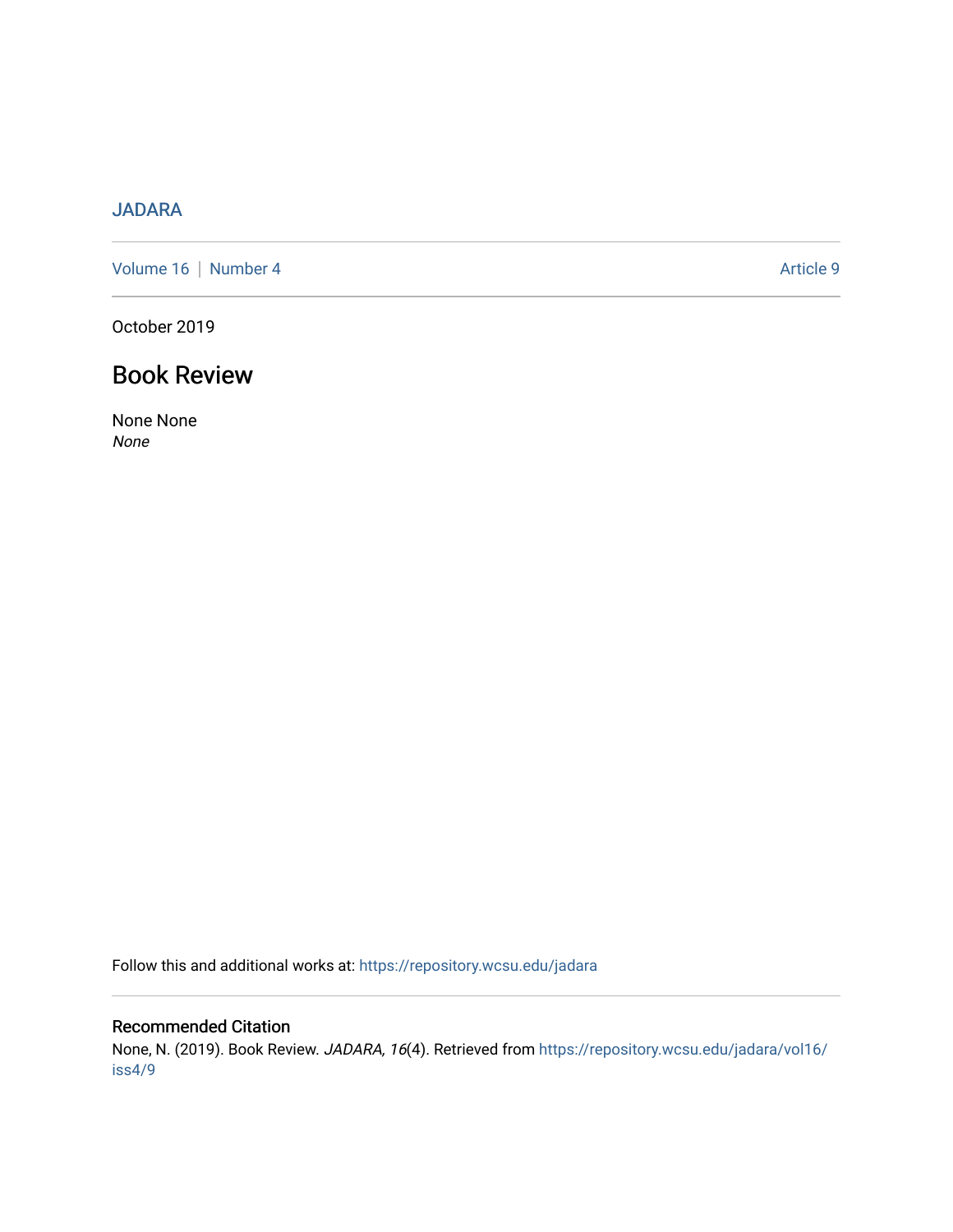JADARA

Volume 16 | Number 4 Article 9

October 2019

# Book Review

None None
*None*

Follow this and additional works at: https://repository.wcsu.edu/jadara

## Recommended Citation

None, N. (2019). Book Review. *JADARA, 16*(4). Retrieved from https://repository.wcsu.edu/jadara/vol16/iss4/9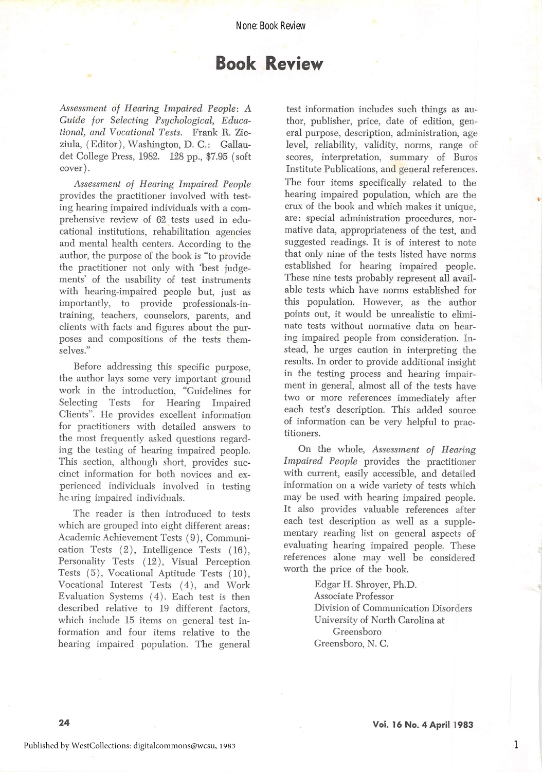# Book Review

*Assessment of Hearing Impaired People: A Guide for Selecting Psychological, Educational, and Vocational Tests.* Frank R. Zieziula, (Editor), Washington, D. C.: Gallaudet College Press, 1982. 128 pp., $7.95 (soft cover).

*Assessment of Hearing Impaired People* provides the practitioner involved with testing hearing impaired individuals with a comprehensive review of 62 tests used in educational institutions, rehabilitation agencies and mental health centers. According to the author, the purpose of the book is "to provide the practitioner not only with 'best judgements' of the usability of test instruments with hearing-impaired people but, just as importantly, to provide professionals-in-training, teachers, counselors, parents, and clients with facts and figures about the purposes and compositions of the tests themselves."

Before addressing this specific purpose, the author lays some very important ground work in the introduction, "Guidelines for Selecting Tests for Hearing Impaired Clients". He provides excellent information for practitioners with detailed answers to the most frequently asked questions regarding the testing of hearing impaired people. This section, although short, provides succinct information for both novices and experienced individuals involved in testing hearing impaired individuals.

The reader is then introduced to tests which are grouped into eight different areas: Academic Achievement Tests (9), Communication Tests (2), Intelligence Tests (16), Personality Tests (12), Visual Perception Tests (5), Vocational Aptitude Tests (10), Vocational Interest Tests (4), and Work Evaluation Systems (4). Each test is then described relative to 19 different factors, which include 15 items on general test information and four items relative to the hearing impaired population. The general test information includes such things as author, publisher, price, date of edition, general purpose, description, administration, age level, reliability, validity, norms, range of scores, interpretation, summary of Buros Institute Publications, and general references. The four items specifically related to the hearing impaired population, which are the crux of the book and which makes it unique, are: special administration procedures, normative data, appropriateness of the test, and suggested readings. It is of interest to note that only nine of the tests listed have norms established for hearing impaired people. These nine tests probably represent all available tests which have norms established for this population. However, as the author points out, it would be unrealistic to eliminate tests without normative data on hearing impaired people from consideration. Instead, he urges caution in interpreting the results. In order to provide additional insight in the testing process and hearing impairment in general, almost all of the tests have two or more references immediately after each test's description. This added source of information can be very helpful to practitioners.

On the whole, *Assessment of Hearing Impaired People* provides the practitioner with current, easily accessible, and detailed information on a wide variety of tests which may be used with hearing impaired people. It also provides valuable references after each test description as well as a supplementary reading list on general aspects of evaluating hearing impaired people. These references alone may well be considered worth the price of the book.

Edgar H. Shroyer, Ph.D.
Associate Professor
Division of Communication Disorders
University of North Carolina at Greensboro
Greensboro, N. C.